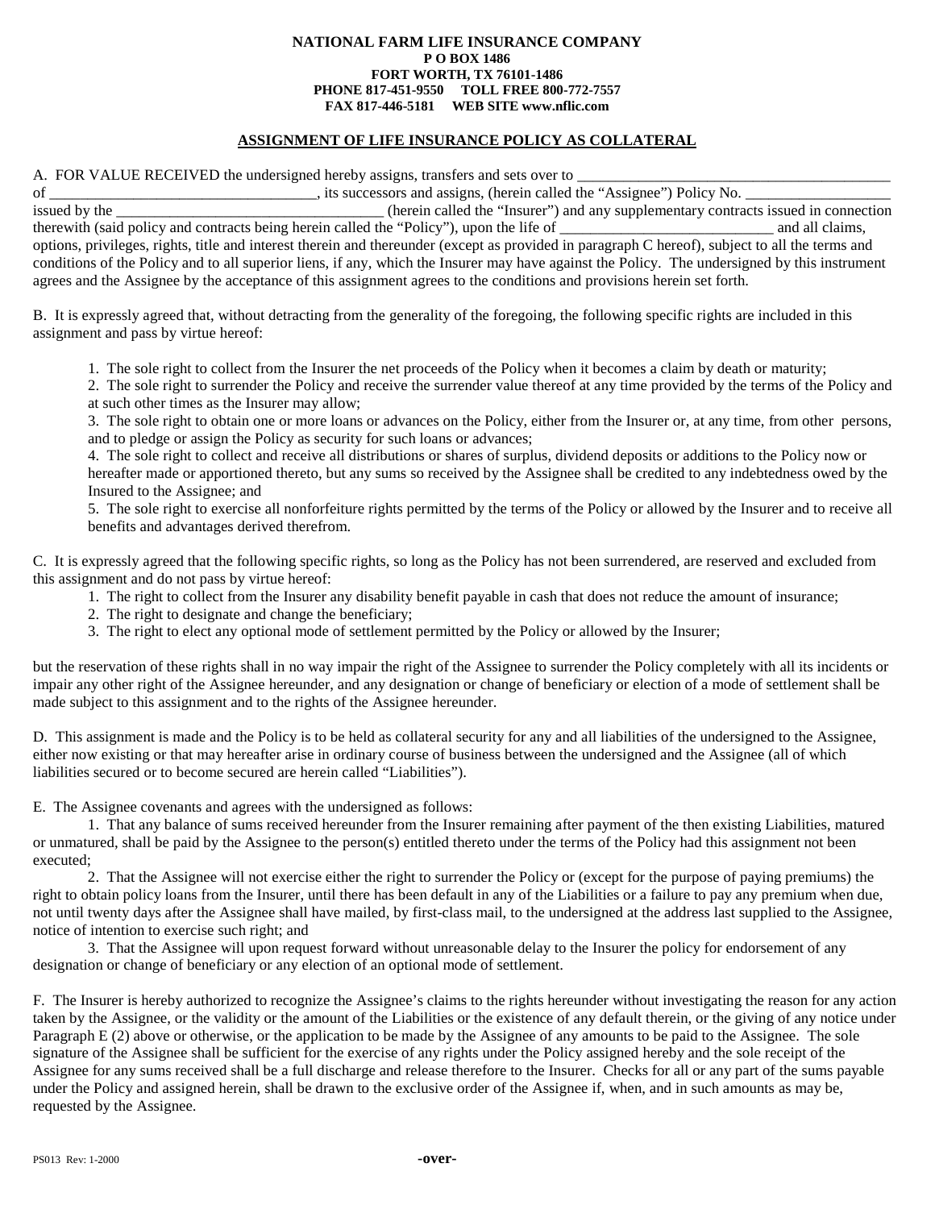**NATIONAL FARM LIFE INSURANCE COMPANY**
**P O BOX 1486**
**FORT WORTH, TX 76101-1486**
**PHONE 817-451-9550 TOLL FREE 800-772-7557**
**FAX 817-446-5181 WEB SITE www.nflic.com**

## ASSIGNMENT OF LIFE INSURANCE POLICY AS COLLATERAL

A. FOR VALUE RECEIVED the undersigned hereby assigns, transfers and sets over to ___________________________________________ of ___________________________________, its successors and assigns, (herein called the "Assignee") Policy No. ___________________ issued by the ___________________________________ (herein called the "Insurer") and any supplementary contracts issued in connection therewith (said policy and contracts being herein called the "Policy"), upon the life of ____________________________ and all claims, options, privileges, rights, title and interest therein and thereunder (except as provided in paragraph C hereof), subject to all the terms and conditions of the Policy and to all superior liens, if any, which the Insurer may have against the Policy. The undersigned by this instrument agrees and the Assignee by the acceptance of this assignment agrees to the conditions and provisions herein set forth.

B. It is expressly agreed that, without detracting from the generality of the foregoing, the following specific rights are included in this assignment and pass by virtue hereof:

1. The sole right to collect from the Insurer the net proceeds of the Policy when it becomes a claim by death or maturity;
2. The sole right to surrender the Policy and receive the surrender value thereof at any time provided by the terms of the Policy and at such other times as the Insurer may allow;
3. The sole right to obtain one or more loans or advances on the Policy, either from the Insurer or, at any time, from other persons, and to pledge or assign the Policy as security for such loans or advances;
4. The sole right to collect and receive all distributions or shares of surplus, dividend deposits or additions to the Policy now or hereafter made or apportioned thereto, but any sums so received by the Assignee shall be credited to any indebtedness owed by the Insured to the Assignee; and
5. The sole right to exercise all nonforfeiture rights permitted by the terms of the Policy or allowed by the Insurer and to receive all benefits and advantages derived therefrom.

C. It is expressly agreed that the following specific rights, so long as the Policy has not been surrendered, are reserved and excluded from this assignment and do not pass by virtue hereof:

1. The right to collect from the Insurer any disability benefit payable in cash that does not reduce the amount of insurance;
2. The right to designate and change the beneficiary;
3. The right to elect any optional mode of settlement permitted by the Policy or allowed by the Insurer;

but the reservation of these rights shall in no way impair the right of the Assignee to surrender the Policy completely with all its incidents or impair any other right of the Assignee hereunder, and any designation or change of beneficiary or election of a mode of settlement shall be made subject to this assignment and to the rights of the Assignee hereunder.

D. This assignment is made and the Policy is to be held as collateral security for any and all liabilities of the undersigned to the Assignee, either now existing or that may hereafter arise in ordinary course of business between the undersigned and the Assignee (all of which liabilities secured or to become secured are herein called "Liabilities").

E. The Assignee covenants and agrees with the undersigned as follows:

1. That any balance of sums received hereunder from the Insurer remaining after payment of the then existing Liabilities, matured or unmatured, shall be paid by the Assignee to the person(s) entitled thereto under the terms of the Policy had this assignment not been executed;

2. That the Assignee will not exercise either the right to surrender the Policy or (except for the purpose of paying premiums) the right to obtain policy loans from the Insurer, until there has been default in any of the Liabilities or a failure to pay any premium when due, not until twenty days after the Assignee shall have mailed, by first-class mail, to the undersigned at the address last supplied to the Assignee, notice of intention to exercise such right; and

3. That the Assignee will upon request forward without unreasonable delay to the Insurer the policy for endorsement of any designation or change of beneficiary or any election of an optional mode of settlement.

F. The Insurer is hereby authorized to recognize the Assignee's claims to the rights hereunder without investigating the reason for any action taken by the Assignee, or the validity or the amount of the Liabilities or the existence of any default therein, or the giving of any notice under Paragraph E (2) above or otherwise, or the application to be made by the Assignee of any amounts to be paid to the Assignee. The sole signature of the Assignee shall be sufficient for the exercise of any rights under the Policy assigned hereby and the sole receipt of the Assignee for any sums received shall be a full discharge and release therefore to the Insurer. Checks for all or any part of the sums payable under the Policy and assigned herein, shall be drawn to the exclusive order of the Assignee if, when, and in such amounts as may be, requested by the Assignee.

PS013 Rev: 1-2000

**-over-**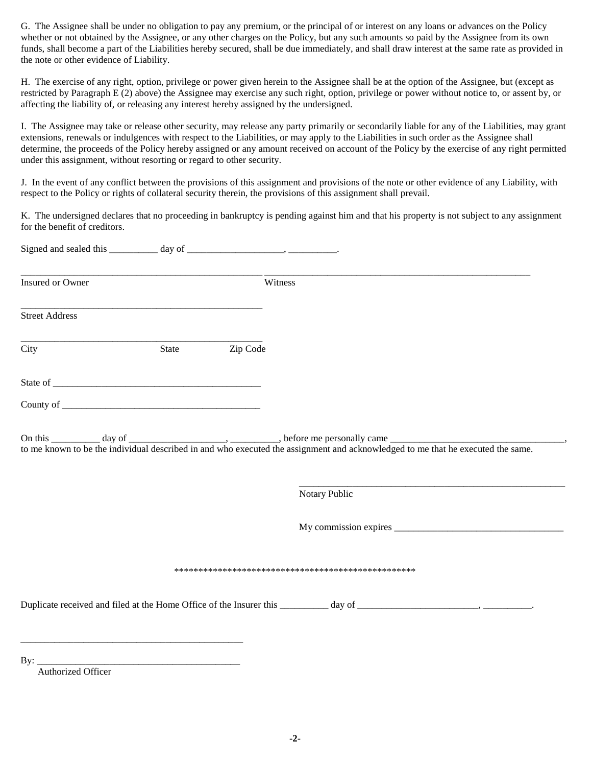G. The Assignee shall be under no obligation to pay any premium, or the principal of or interest on any loans or advances on the Policy whether or not obtained by the Assignee, or any other charges on the Policy, but any such amounts so paid by the Assignee from its own funds, shall become a part of the Liabilities hereby secured, shall be due immediately, and shall draw interest at the same rate as provided in the note or other evidence of Liability.

H. The exercise of any right, option, privilege or power given herein to the Assignee shall be at the option of the Assignee, but (except as restricted by Paragraph E (2) above) the Assignee may exercise any such right, option, privilege or power without notice to, or assent by, or affecting the liability of, or releasing any interest hereby assigned by the undersigned.

I. The Assignee may take or release other security, may release any party primarily or secondarily liable for any of the Liabilities, may grant extensions, renewals or indulgences with respect to the Liabilities, or may apply to the Liabilities in such order as the Assignee shall determine, the proceeds of the Policy hereby assigned or any amount received on account of the Policy by the exercise of any right permitted under this assignment, without resorting or regard to other security.

J. In the event of any conflict between the provisions of this assignment and provisions of the note or other evidence of any Liability, with respect to the Policy or rights of collateral security therein, the provisions of this assignment shall prevail.

K. The undersigned declares that no proceeding in bankruptcy is pending against him and that his property is not subject to any assignment for the benefit of creditors.

Signed and sealed this __________ day of ____________________, __________.

_____________________________________________________ __________________________________________________________

Insured or Owner Witness

_____________________________________________________

Street Address

_____________________________________________________

City State Zip Code

State of ____________________________________________

County of __________________________________________

On this __________ day of ____________________, __________, before me personally came ____________________________________, to me known to be the individual described in and who executed the assignment and acknowledged to me that he executed the same.

__________________________________________________________

Notary Public

My commission expires ___________________________________

**************************************************

Duplicate received and filed at the Home Office of the Insurer this __________ day of _________________________, __________.

_______________________________________________

By: ____________________________________________

Authorized Officer